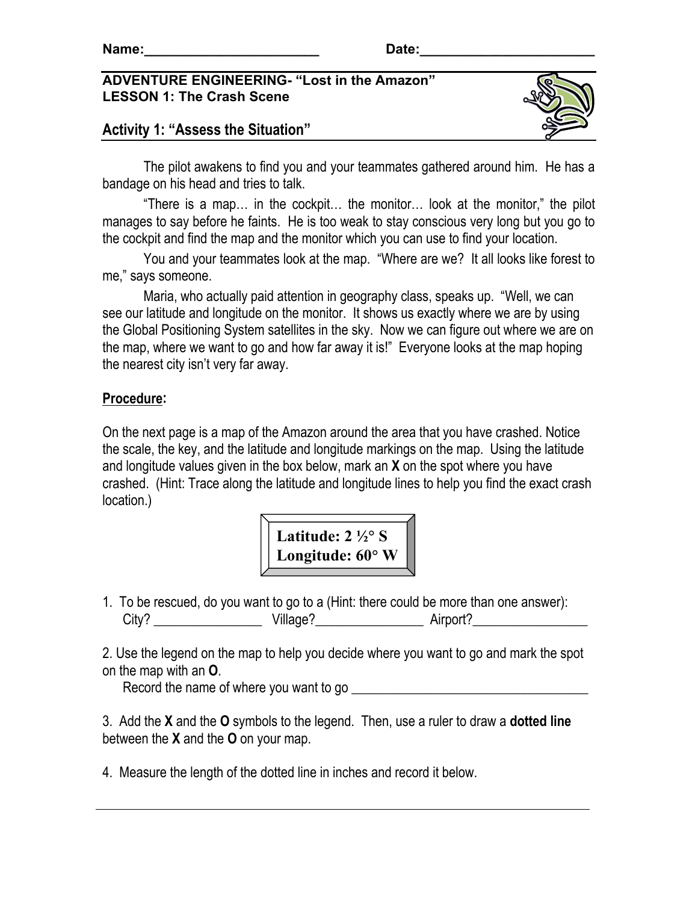Name:_______________________ Date:_______________________

**ADVENTURE ENGINEERING- "Lost in the Amazon"**
**LESSON 1: The Crash Scene**

## Activity 1: "Assess the Situation"

The pilot awakens to find you and your teammates gathered around him. He has a bandage on his head and tries to talk.

"There is a map… in the cockpit… the monitor… look at the monitor," the pilot manages to say before he faints. He is too weak to stay conscious very long but you go to the cockpit and find the map and the monitor which you can use to find your location.

You and your teammates look at the map. "Where are we? It all looks like forest to me," says someone.

Maria, who actually paid attention in geography class, speaks up. "Well, we can see our latitude and longitude on the monitor. It shows us exactly where we are by using the Global Positioning System satellites in the sky. Now we can figure out where we are on the map, where we want to go and how far away it is!" Everyone looks at the map hoping the nearest city isn't very far away.

**Procedure:**

On the next page is a map of the Amazon around the area that you have crashed. Notice the scale, the key, and the latitude and longitude markings on the map. Using the latitude and longitude values given in the box below, mark an **X** on the spot where you have crashed. (Hint: Trace along the latitude and longitude lines to help you find the exact crash location.)

> **Latitude: 2 ½° S**
> **Longitude: 60° W**

1. To be rescued, do you want to go to a (Hint: there could be more than one answer):
   City? ________________ Village?________________ Airport?_________________

2. Use the legend on the map to help you decide where you want to go and mark the spot on the map with an **O**.
   Record the name of where you want to go ___________________________________

3. Add the **X** and the **O** symbols to the legend. Then, use a ruler to draw a **dotted line** between the **X** and the **O** on your map.

4. Measure the length of the dotted line in inches and record it below.

_______________________________________________________________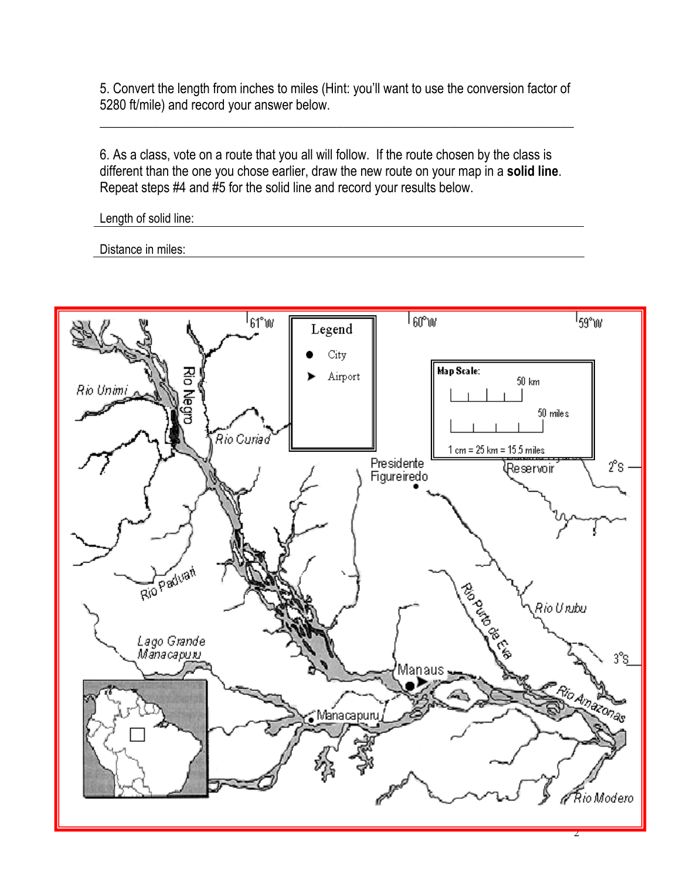5. Convert the length from inches to miles (Hint: you'll want to use the conversion factor of 5280 ft/mile) and record your answer below.

______________________________________________________________________________

6. As a class, vote on a route that you all will follow. If the route chosen by the class is different than the one you chose earlier, draw the new route on your map in a **solid line**. Repeat steps #4 and #5 for the solid line and record your results below.

Length of solid line: ______________________________________________________________

Distance in miles: ________________________________________________________________

Legend

- ● City
- ➤ Airport

Map Scale:

50 km

50 miles

1 cm = 25 km = 15.5 miles

61°W 60°W 59°W 2°S 3°S

Rio Unimi, Rio Negro, Rio Curiaú, Presidente Figureiredo, Reservoir, Rio Paduari, Rio Purto de Eva, Rio Urubu, Lago Grande Manacapuru, Manaus, Manacapuru, Rio Amazonas, Rio Modero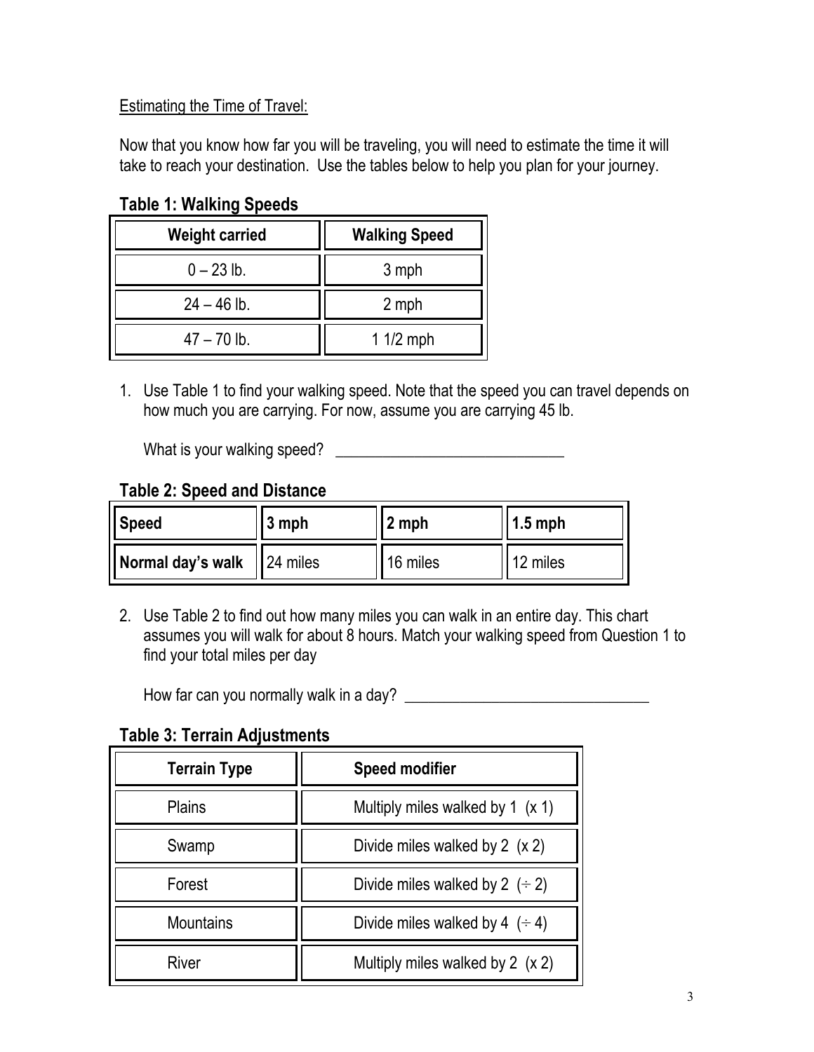Estimating the Time of Travel:

Now that you know how far you will be traveling, you will need to estimate the time it will take to reach your destination. Use the tables below to help you plan for your journey.

**Table 1: Walking Speeds**

| Weight carried | Walking Speed |
| --- | --- |
| 0 – 23 lb. | 3 mph |
| 24 – 46 lb. | 2 mph |
| 47 – 70 lb. | 1 1/2 mph |

1. Use Table 1 to find your walking speed. Note that the speed you can travel depends on how much you are carrying. For now, assume you are carrying 45 lb.

   What is your walking speed? ______________________________

**Table 2: Speed and Distance**

| Speed | 3 mph | 2 mph | 1.5 mph |
| --- | --- | --- | --- |
| Normal day's walk | 24 miles | 16 miles | 12 miles |

2. Use Table 2 to find out how many miles you can walk in an entire day. This chart assumes you will walk for about 8 hours. Match your walking speed from Question 1 to find your total miles per day

   How far can you normally walk in a day? ________________________________

**Table 3: Terrain Adjustments**

| Terrain Type | Speed modifier |
| --- | --- |
| Plains | Multiply miles walked by 1 (x 1) |
| Swamp | Divide miles walked by 2 (x 2) |
| Forest | Divide miles walked by 2 (÷ 2) |
| Mountains | Divide miles walked by 4 (÷ 4) |
| River | Multiply miles walked by 2 (x 2) |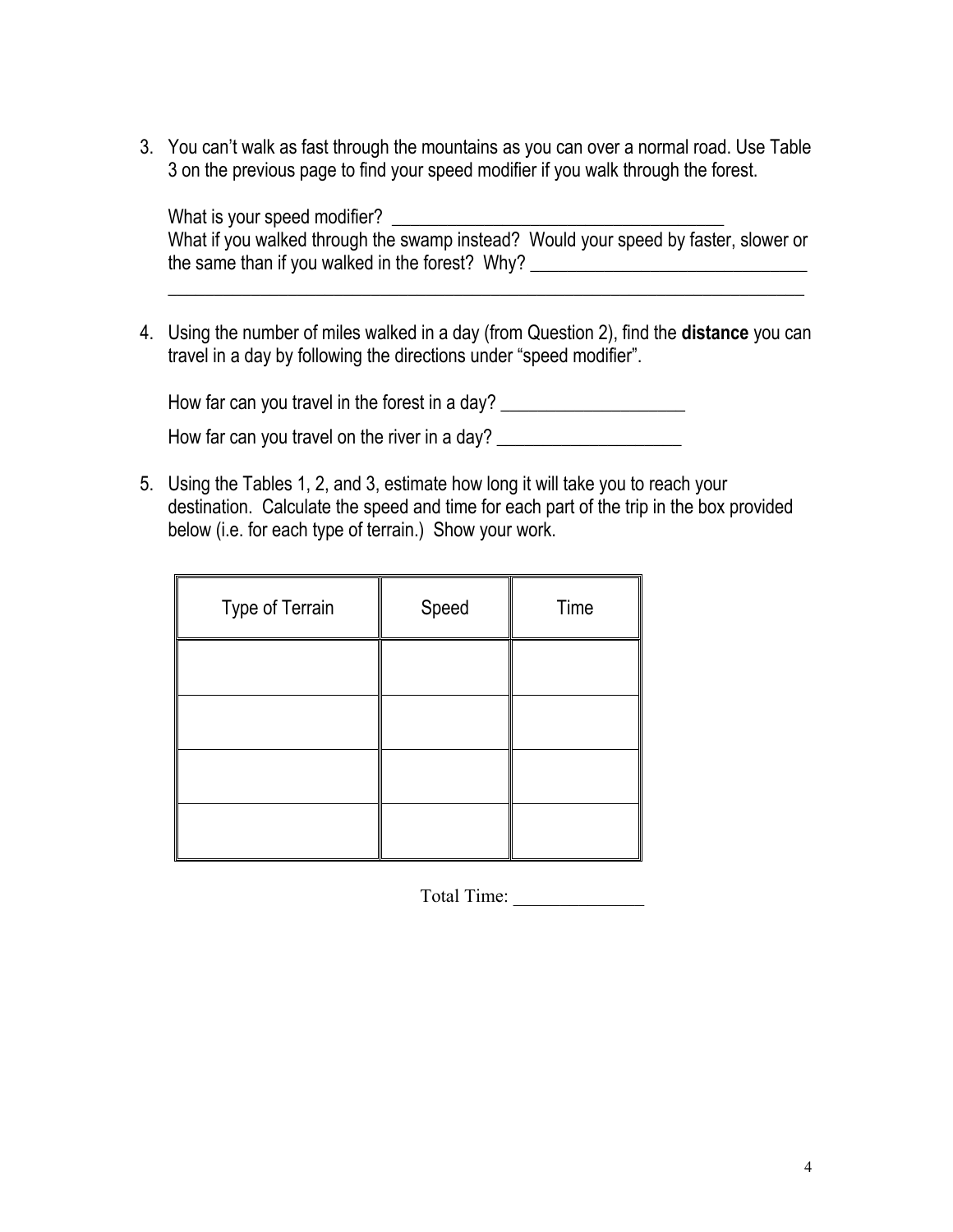3. You can't walk as fast through the mountains as you can over a normal road. Use Table 3 on the previous page to find your speed modifier if you walk through the forest.

   What is your speed modifier? ____________________________________
   What if you walked through the swamp instead? Would your speed by faster, slower or the same than if you walked in the forest? Why? ______________________________
   ______________________________________________________________________

4. Using the number of miles walked in a day (from Question 2), find the **distance** you can travel in a day by following the directions under "speed modifier".

   How far can you travel in the forest in a day? ___________________

   How far can you travel on the river in a day? ___________________

5. Using the Tables 1, 2, and 3, estimate how long it will take you to reach your destination. Calculate the speed and time for each part of the trip in the box provided below (i.e. for each type of terrain.) Show your work.

| Type of Terrain | Speed | Time |
|---|---|---|
| | | |
| | | |
| | | |
| | | |

Total Time: ______________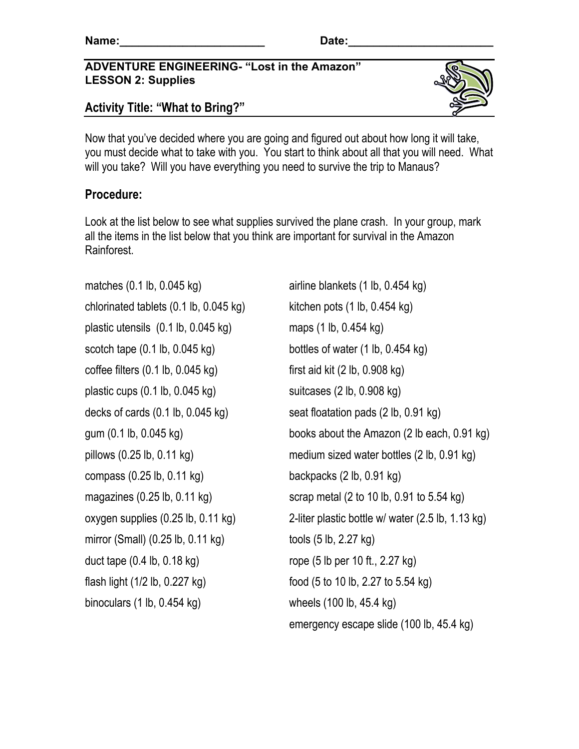Name:_______________________ Date:_______________________

**ADVENTURE ENGINEERING- "Lost in the Amazon"**
**LESSON 2: Supplies**

## Activity Title: "What to Bring?"

Now that you've decided where you are going and figured out about how long it will take, you must decide what to take with you. You start to think about all that you will need. What will you take? Will you have everything you need to survive the trip to Manaus?

## Procedure:

Look at the list below to see what supplies survived the plane crash. In your group, mark all the items in the list below that you think are important for survival in the Amazon Rainforest.

matches (0.1 lb, 0.045 kg)
chlorinated tablets (0.1 lb, 0.045 kg)
plastic utensils (0.1 lb, 0.045 kg)
scotch tape (0.1 lb, 0.045 kg)
coffee filters (0.1 lb, 0.045 kg)
plastic cups (0.1 lb, 0.045 kg)
decks of cards (0.1 lb, 0.045 kg)
gum (0.1 lb, 0.045 kg)
pillows (0.25 lb, 0.11 kg)
compass (0.25 lb, 0.11 kg)
magazines (0.25 lb, 0.11 kg)
oxygen supplies (0.25 lb, 0.11 kg)
mirror (Small) (0.25 lb, 0.11 kg)
duct tape (0.4 lb, 0.18 kg)
flash light (1/2 lb, 0.227 kg)
binoculars (1 lb, 0.454 kg)
airline blankets (1 lb, 0.454 kg)
kitchen pots (1 lb, 0.454 kg)
maps (1 lb, 0.454 kg)
bottles of water (1 lb, 0.454 kg)
first aid kit (2 lb, 0.908 kg)
suitcases (2 lb, 0.908 kg)
seat floatation pads (2 lb, 0.91 kg)
books about the Amazon (2 lb each, 0.91 kg)
medium sized water bottles (2 lb, 0.91 kg)
backpacks (2 lb, 0.91 kg)
scrap metal (2 to 10 lb, 0.91 to 5.54 kg)
2-liter plastic bottle w/ water (2.5 lb, 1.13 kg)
tools (5 lb, 2.27 kg)
rope (5 lb per 10 ft., 2.27 kg)
food (5 to 10 lb, 2.27 to 5.54 kg)
wheels (100 lb, 45.4 kg)
emergency escape slide (100 lb, 45.4 kg)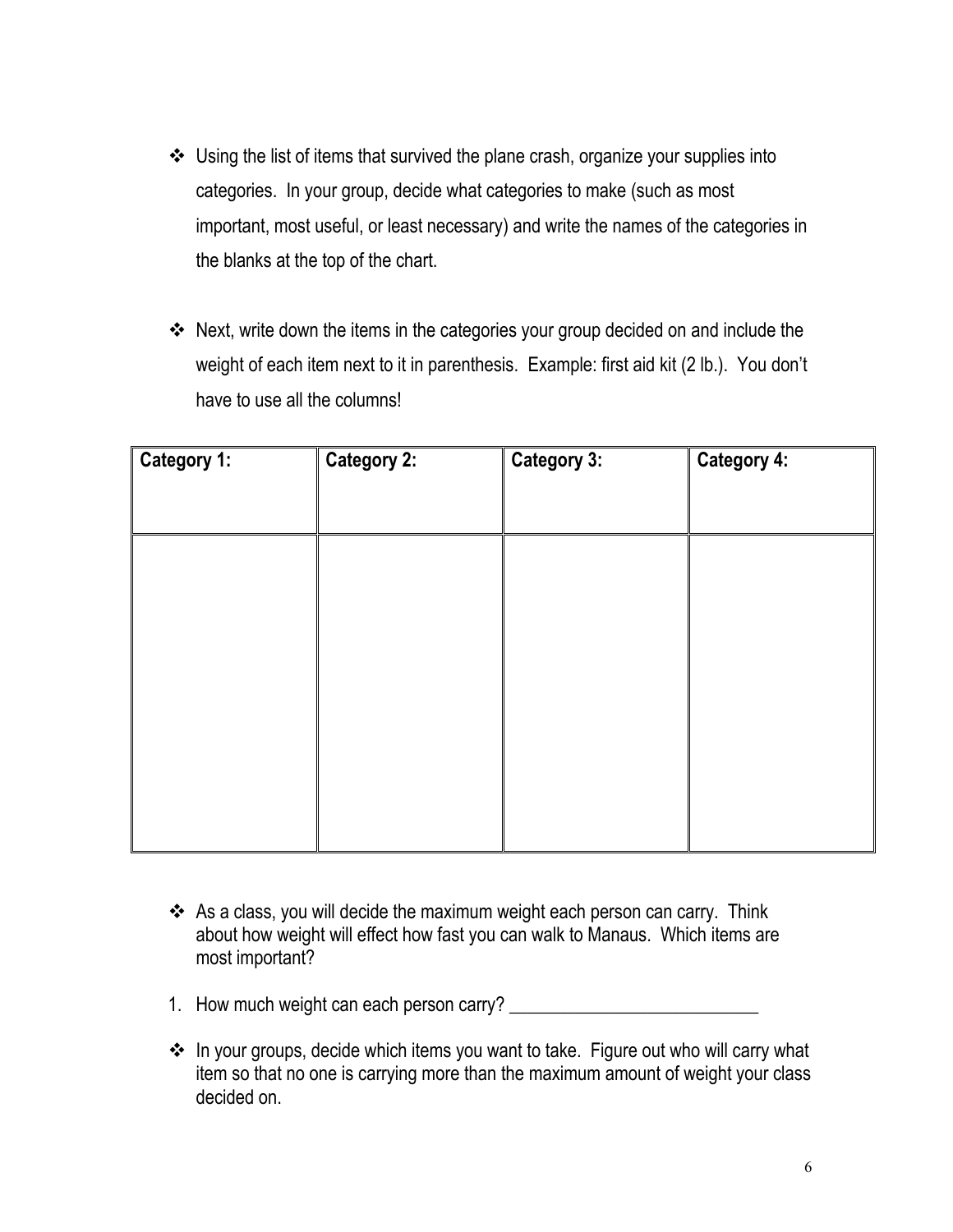- Using the list of items that survived the plane crash, organize your supplies into categories. In your group, decide what categories to make (such as most important, most useful, or least necessary) and write the names of the categories in the blanks at the top of the chart.

- Next, write down the items in the categories your group decided on and include the weight of each item next to it in parenthesis. Example: first aid kit (2 lb.). You don't have to use all the columns!

| **Category 1:** | **Category 2:** | **Category 3:** | **Category 4:** |
|---|---|---|---|
| | | | |

- As a class, you will decide the maximum weight each person can carry. Think about how weight will effect how fast you can walk to Manaus. Which items are most important?

1. How much weight can each person carry? ___________________________

- In your groups, decide which items you want to take. Figure out who will carry what item so that no one is carrying more than the maximum amount of weight your class decided on.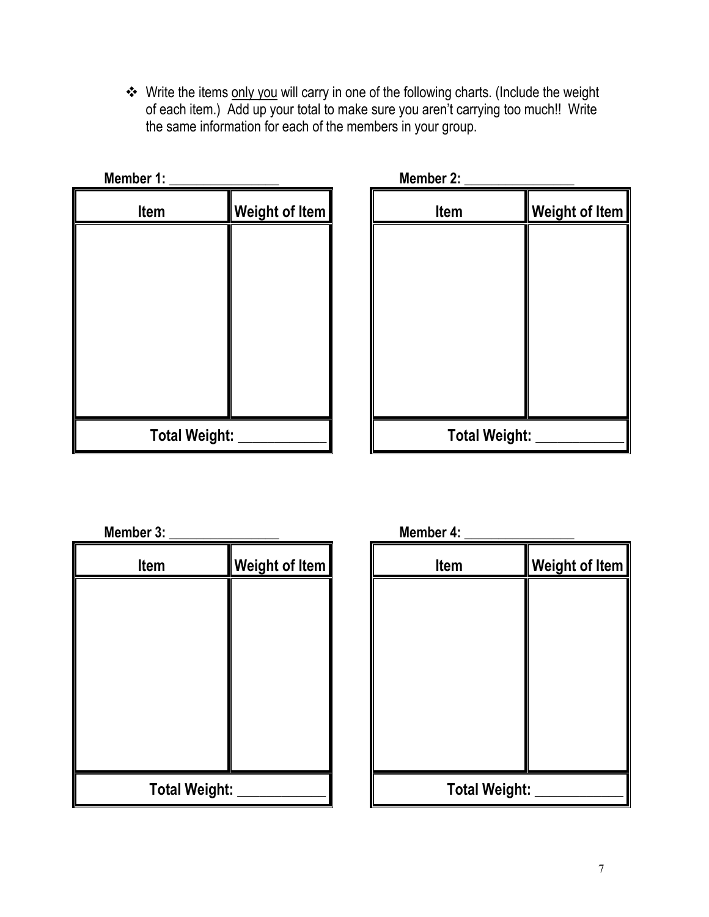- Write the items <u>only you</u> will carry in one of the following charts. (Include the weight of each item.) Add up your total to make sure you aren't carrying too much!! Write the same information for each of the members in your group.

**Member 1:** ________________

| Item | Weight of Item |
|---|---|
| | |
| **Total Weight:** ____________ | |

**Member 2:** ________________

| Item | Weight of Item |
|---|---|
| | |
| **Total Weight:** ____________ | |

**Member 3:** ________________

| Item | Weight of Item |
|---|---|
| | |
| **Total Weight:** ____________ | |

**Member 4:** ________________

| Item | Weight of Item |
|---|---|
| | |
| **Total Weight:** ____________ | |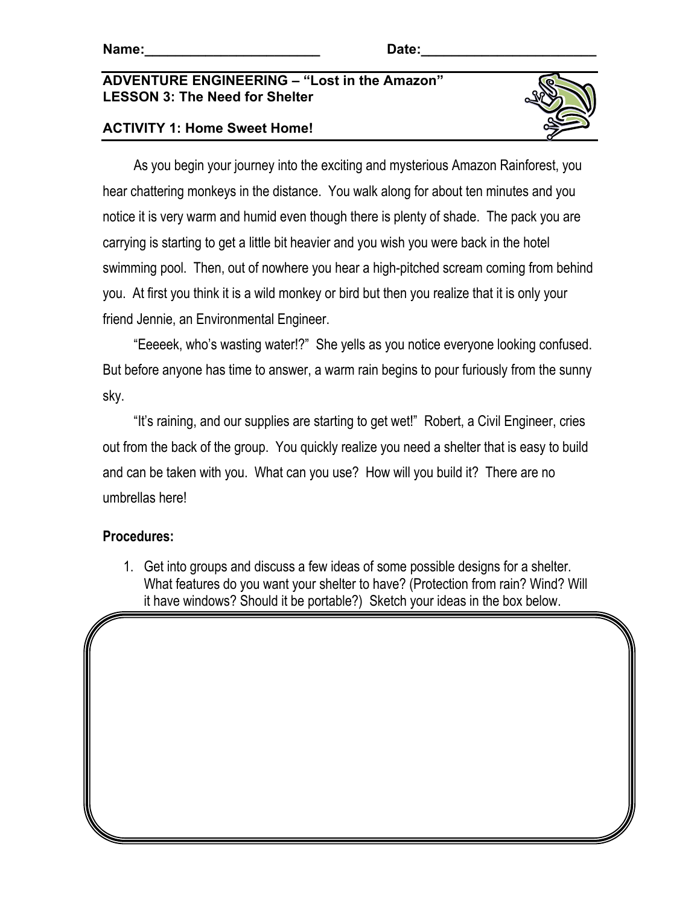Name:________________________ Date:________________________

**ADVENTURE ENGINEERING – "Lost in the Amazon"**
**LESSON 3: The Need for Shelter**

**ACTIVITY 1: Home Sweet Home!**

As you begin your journey into the exciting and mysterious Amazon Rainforest, you hear chattering monkeys in the distance. You walk along for about ten minutes and you notice it is very warm and humid even though there is plenty of shade. The pack you are carrying is starting to get a little bit heavier and you wish you were back in the hotel swimming pool. Then, out of nowhere you hear a high-pitched scream coming from behind you. At first you think it is a wild monkey or bird but then you realize that it is only your friend Jennie, an Environmental Engineer.

"Eeeeek, who's wasting water!?" She yells as you notice everyone looking confused. But before anyone has time to answer, a warm rain begins to pour furiously from the sunny sky.

"It's raining, and our supplies are starting to get wet!" Robert, a Civil Engineer, cries out from the back of the group. You quickly realize you need a shelter that is easy to build and can be taken with you. What can you use? How will you build it? There are no umbrellas here!

**Procedures:**

1. Get into groups and discuss a few ideas of some possible designs for a shelter. What features do you want your shelter to have? (Protection from rain? Wind? Will it have windows? Should it be portable?) Sketch your ideas in the box below.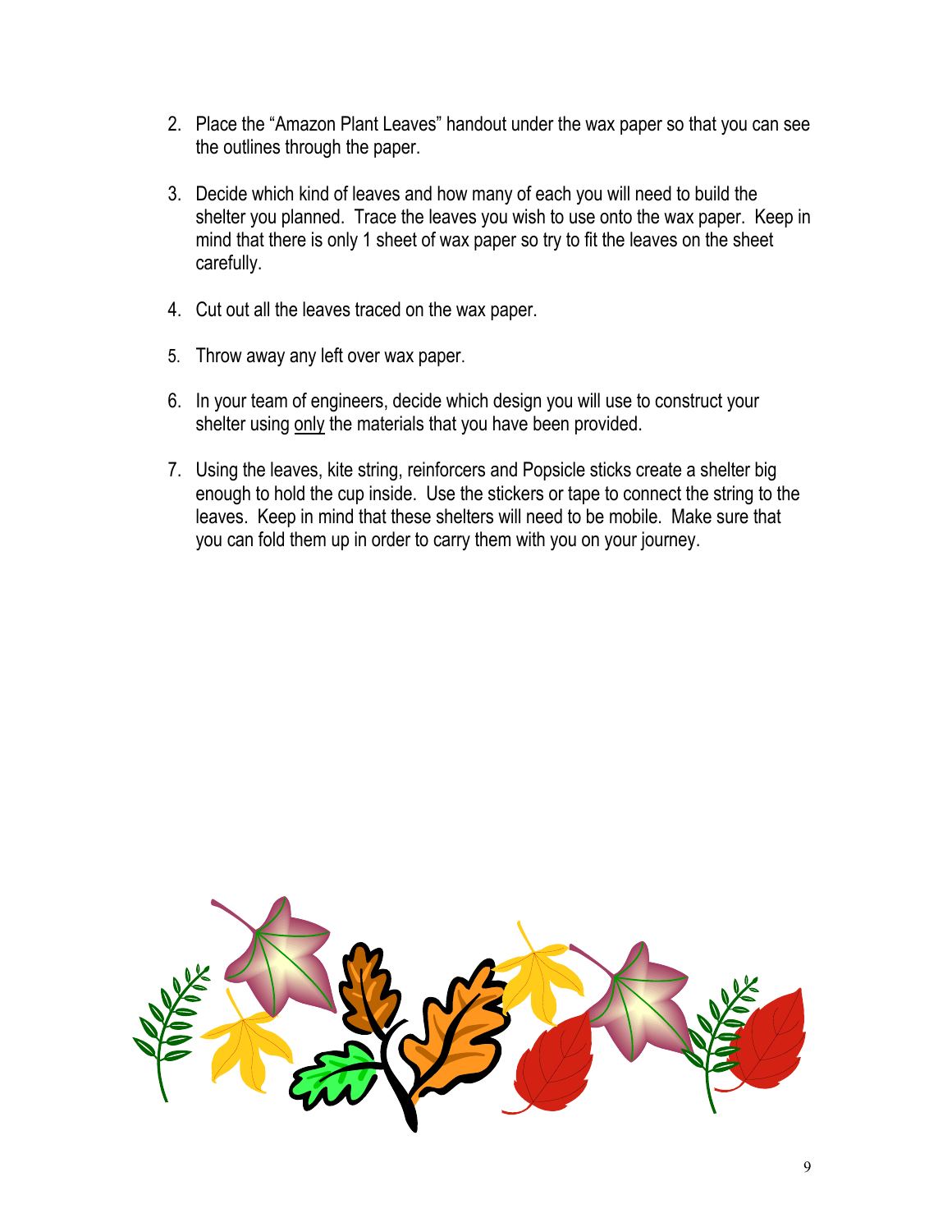2. Place the "Amazon Plant Leaves" handout under the wax paper so that you can see the outlines through the paper.

3. Decide which kind of leaves and how many of each you will need to build the shelter you planned. Trace the leaves you wish to use onto the wax paper. Keep in mind that there is only 1 sheet of wax paper so try to fit the leaves on the sheet carefully.

4. Cut out all the leaves traced on the wax paper.

5. Throw away any left over wax paper.

6. In your team of engineers, decide which design you will use to construct your shelter using <u>only</u> the materials that you have been provided.

7. Using the leaves, kite string, reinforcers and Popsicle sticks create a shelter big enough to hold the cup inside. Use the stickers or tape to connect the string to the leaves. Keep in mind that these shelters will need to be mobile. Make sure that you can fold them up in order to carry them with you on your journey.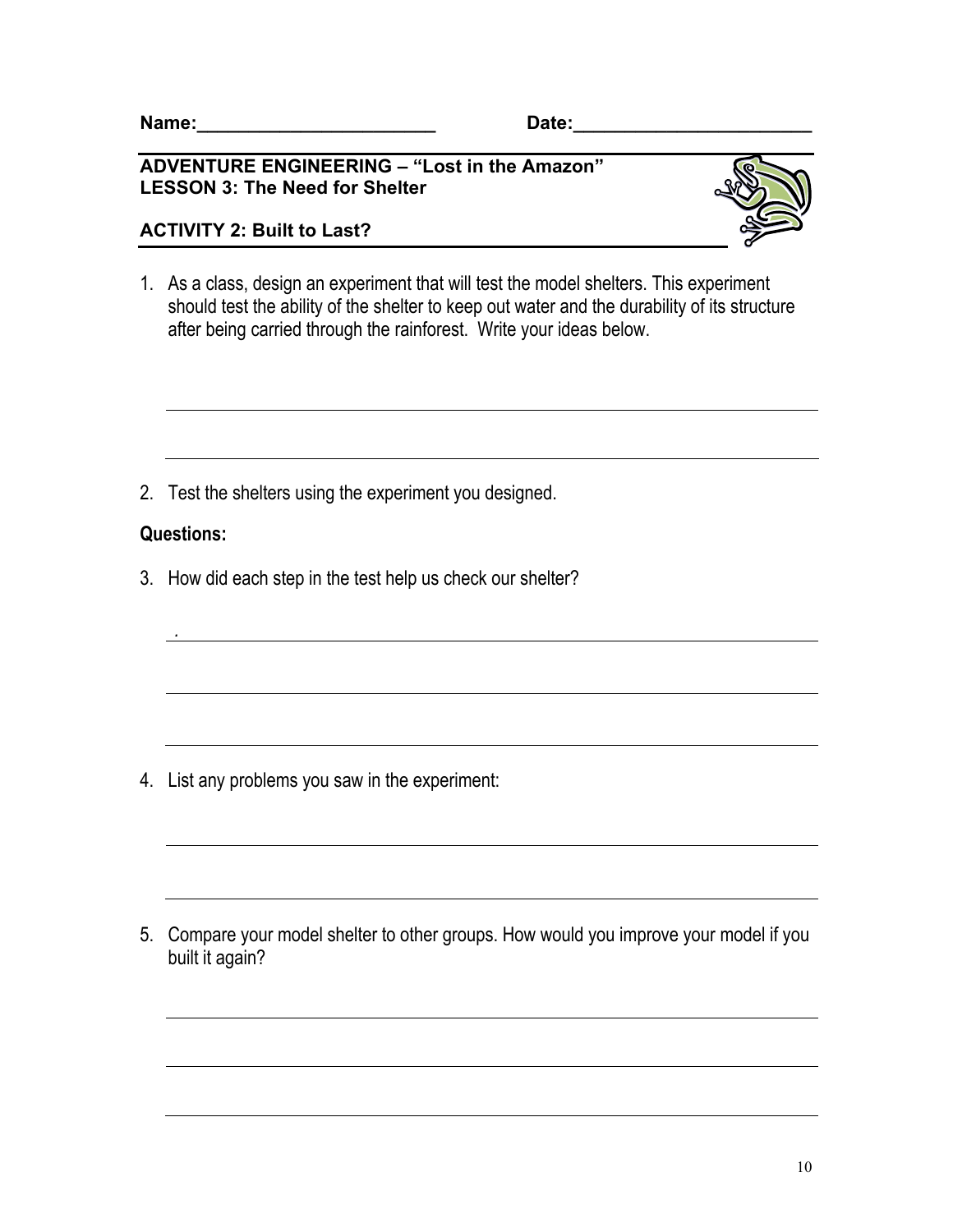Name:_______________________ Date:_______________________

**ADVENTURE ENGINEERING – "Lost in the Amazon"**
**LESSON 3: The Need for Shelter**

**ACTIVITY 2: Built to Last?**

1. As a class, design an experiment that will test the model shelters. This experiment should test the ability of the shelter to keep out water and the durability of its structure after being carried through the rainforest. Write your ideas below.

___________________________________________________________________

___________________________________________________________________

2. Test the shelters using the experiment you designed.

**Questions:**

3. How did each step in the test help us check our shelter?

___________________________________________________________________

___________________________________________________________________

___________________________________________________________________

4. List any problems you saw in the experiment:

___________________________________________________________________

___________________________________________________________________

5. Compare your model shelter to other groups. How would you improve your model if you built it again?

___________________________________________________________________

___________________________________________________________________

___________________________________________________________________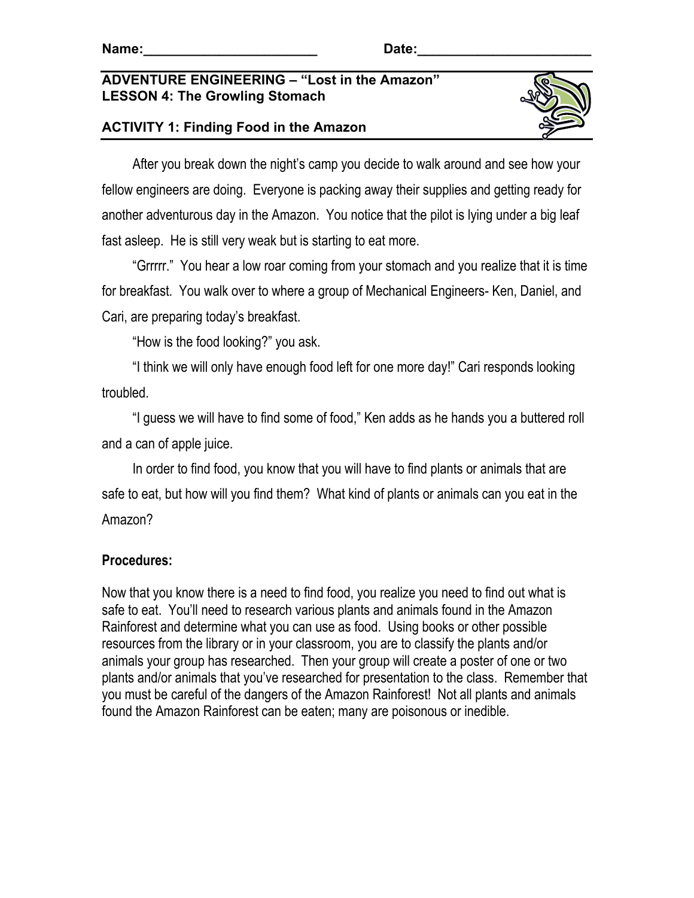Name:_______________________ Date:_______________________

**ADVENTURE ENGINEERING – "Lost in the Amazon"**
**LESSON 4: The Growling Stomach**

**ACTIVITY 1: Finding Food in the Amazon**

After you break down the night's camp you decide to walk around and see how your fellow engineers are doing. Everyone is packing away their supplies and getting ready for another adventurous day in the Amazon. You notice that the pilot is lying under a big leaf fast asleep. He is still very weak but is starting to eat more.

"Grrrrr." You hear a low roar coming from your stomach and you realize that it is time for breakfast. You walk over to where a group of Mechanical Engineers- Ken, Daniel, and Cari, are preparing today's breakfast.

"How is the food looking?" you ask.

"I think we will only have enough food left for one more day!" Cari responds looking troubled.

"I guess we will have to find some of food," Ken adds as he hands you a buttered roll and a can of apple juice.

In order to find food, you know that you will have to find plants or animals that are safe to eat, but how will you find them? What kind of plants or animals can you eat in the Amazon?

**Procedures:**

Now that you know there is a need to find food, you realize you need to find out what is safe to eat. You'll need to research various plants and animals found in the Amazon Rainforest and determine what you can use as food. Using books or other possible resources from the library or in your classroom, you are to classify the plants and/or animals your group has researched. Then your group will create a poster of one or two plants and/or animals that you've researched for presentation to the class. Remember that you must be careful of the dangers of the Amazon Rainforest! Not all plants and animals found the Amazon Rainforest can be eaten; many are poisonous or inedible.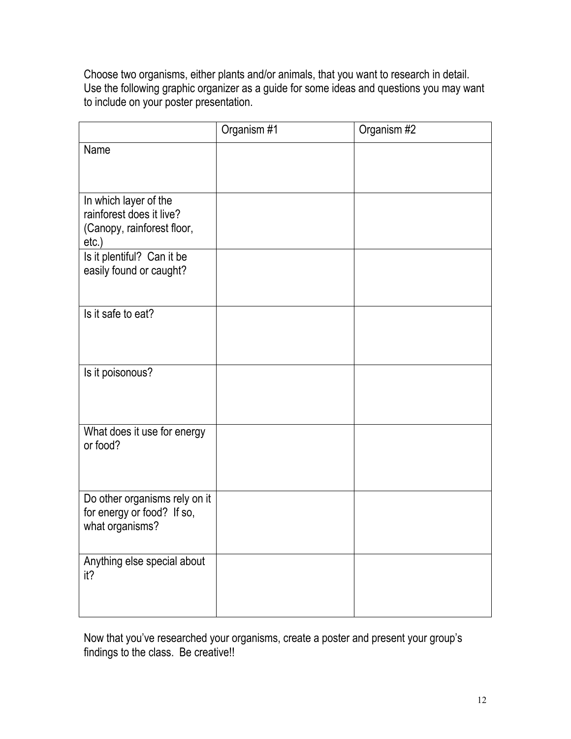Choose two organisms, either plants and/or animals, that you want to research in detail. Use the following graphic organizer as a guide for some ideas and questions you may want to include on your poster presentation.

| | Organism #1 | Organism #2 |
|---|---|---|
| Name | | |
| In which layer of the rainforest does it live? (Canopy, rainforest floor, etc.) | | |
| Is it plentiful? Can it be easily found or caught? | | |
| Is it safe to eat? | | |
| Is it poisonous? | | |
| What does it use for energy or food? | | |
| Do other organisms rely on it for energy or food? If so, what organisms? | | |
| Anything else special about it? | | |

Now that you've researched your organisms, create a poster and present your group's findings to the class. Be creative!!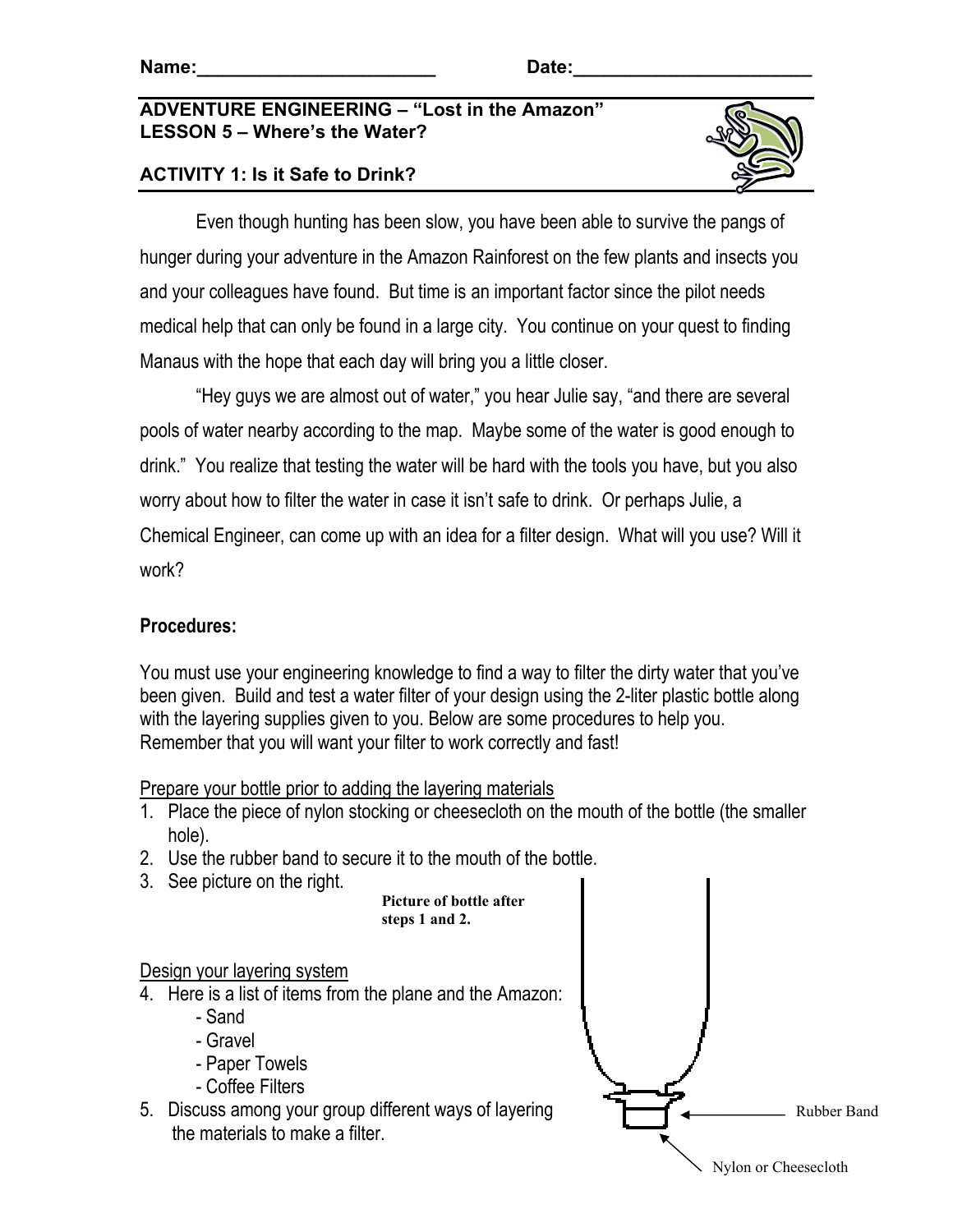Name:_______________________ Date:_______________________

**ADVENTURE ENGINEERING – "Lost in the Amazon"**
**LESSON 5 – Where's the Water?**

**ACTIVITY 1: Is it Safe to Drink?**

Even though hunting has been slow, you have been able to survive the pangs of hunger during your adventure in the Amazon Rainforest on the few plants and insects you and your colleagues have found. But time is an important factor since the pilot needs medical help that can only be found in a large city. You continue on your quest to finding Manaus with the hope that each day will bring you a little closer.

"Hey guys we are almost out of water," you hear Julie say, "and there are several pools of water nearby according to the map. Maybe some of the water is good enough to drink." You realize that testing the water will be hard with the tools you have, but you also worry about how to filter the water in case it isn't safe to drink. Or perhaps Julie, a Chemical Engineer, can come up with an idea for a filter design. What will you use? Will it work?

**Procedures:**

You must use your engineering knowledge to find a way to filter the dirty water that you've been given. Build and test a water filter of your design using the 2-liter plastic bottle along with the layering supplies given to you. Below are some procedures to help you. Remember that you will want your filter to work correctly and fast!

Prepare your bottle prior to adding the layering materials

1. Place the piece of nylon stocking or cheesecloth on the mouth of the bottle (the smaller hole).
2. Use the rubber band to secure it to the mouth of the bottle.
3. See picture on the right.

**Picture of bottle after steps 1 and 2.**

Rubber Band

Nylon or Cheesecloth

Design your layering system

4. Here is a list of items from the plane and the Amazon:
   - Sand
   - Gravel
   - Paper Towels
   - Coffee Filters
5. Discuss among your group different ways of layering the materials to make a filter.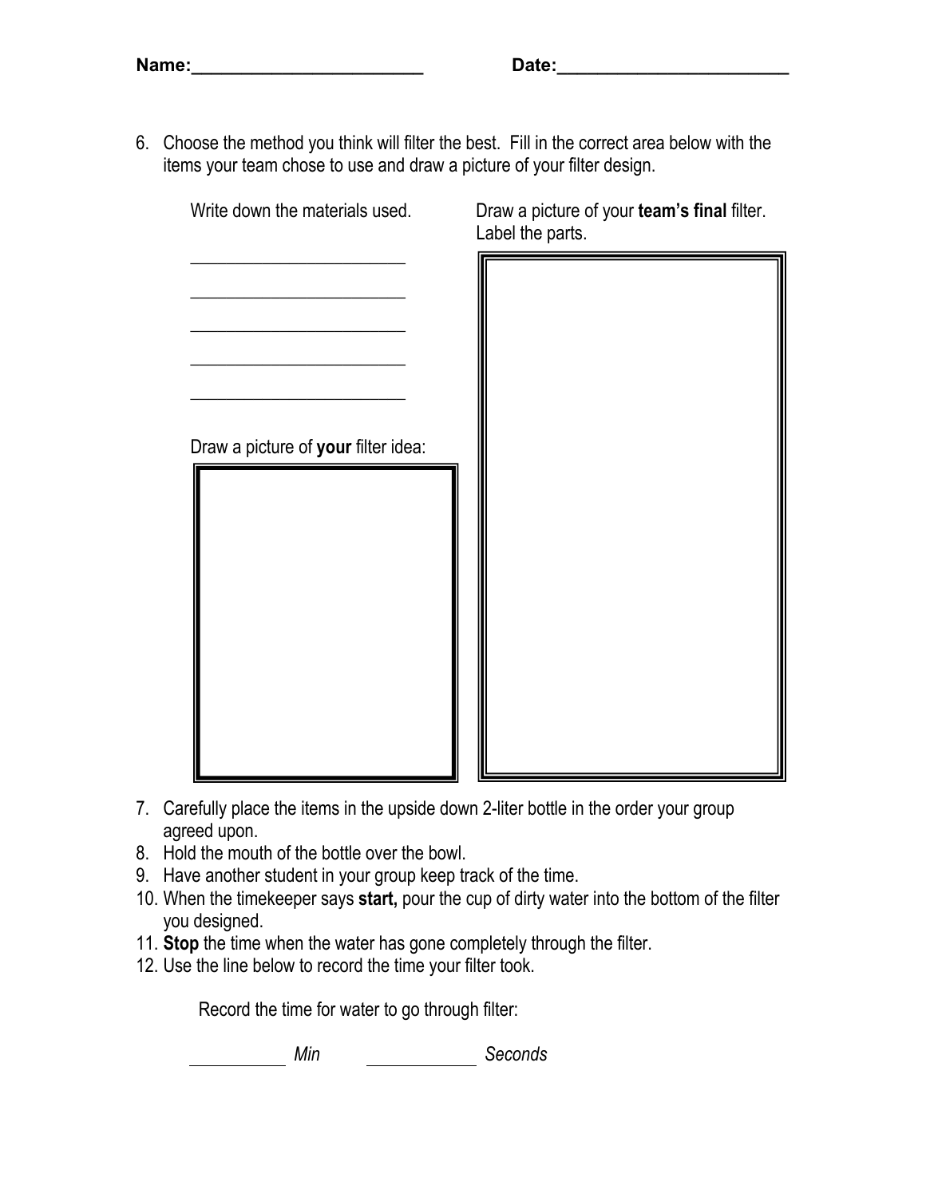**Name:________________________**  **Date:________________________**

6. Choose the method you think will filter the best. Fill in the correct area below with the items your team chose to use and draw a picture of your filter design.

Write down the materials used.

_________________________

_________________________

_________________________

_________________________

_________________________

Draw a picture of your **team's final** filter. Label the parts.

Draw a picture of **your** filter idea:

7. Carefully place the items in the upside down 2-liter bottle in the order your group agreed upon.
8. Hold the mouth of the bottle over the bowl.
9. Have another student in your group keep track of the time.
10. When the timekeeper says **start,** pour the cup of dirty water into the bottom of the filter you designed.
11. **Stop** the time when the water has gone completely through the filter.
12. Use the line below to record the time your filter took.

Record the time for water to go through filter:

__________ *Min* __________ *Seconds*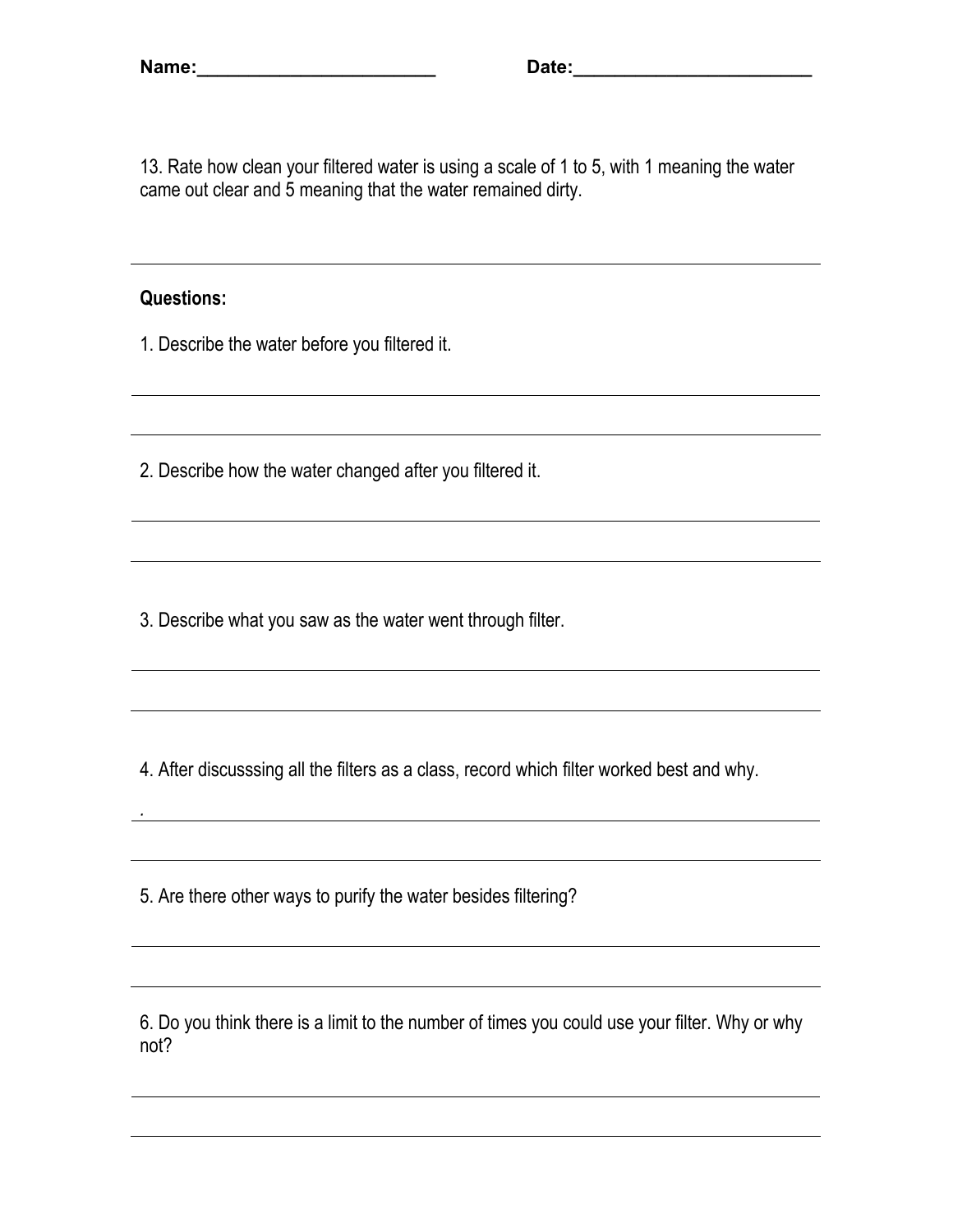**Name:_______________________ Date:_______________________**

13. Rate how clean your filtered water is using a scale of 1 to 5, with 1 meaning the water came out clear and 5 meaning that the water remained dirty.

---

**Questions:**

1. Describe the water before you filtered it.

_______________________________________________________________________

_______________________________________________________________________

2. Describe how the water changed after you filtered it.

_______________________________________________________________________

_______________________________________________________________________

3. Describe what you saw as the water went through filter.

_______________________________________________________________________

_______________________________________________________________________

4. After discusssing all the filters as a class, record which filter worked best and why.

._______________________________________________________________________

_______________________________________________________________________

5. Are there other ways to purify the water besides filtering?

_______________________________________________________________________

_______________________________________________________________________

6. Do you think there is a limit to the number of times you could use your filter. Why or why not?

_______________________________________________________________________

_______________________________________________________________________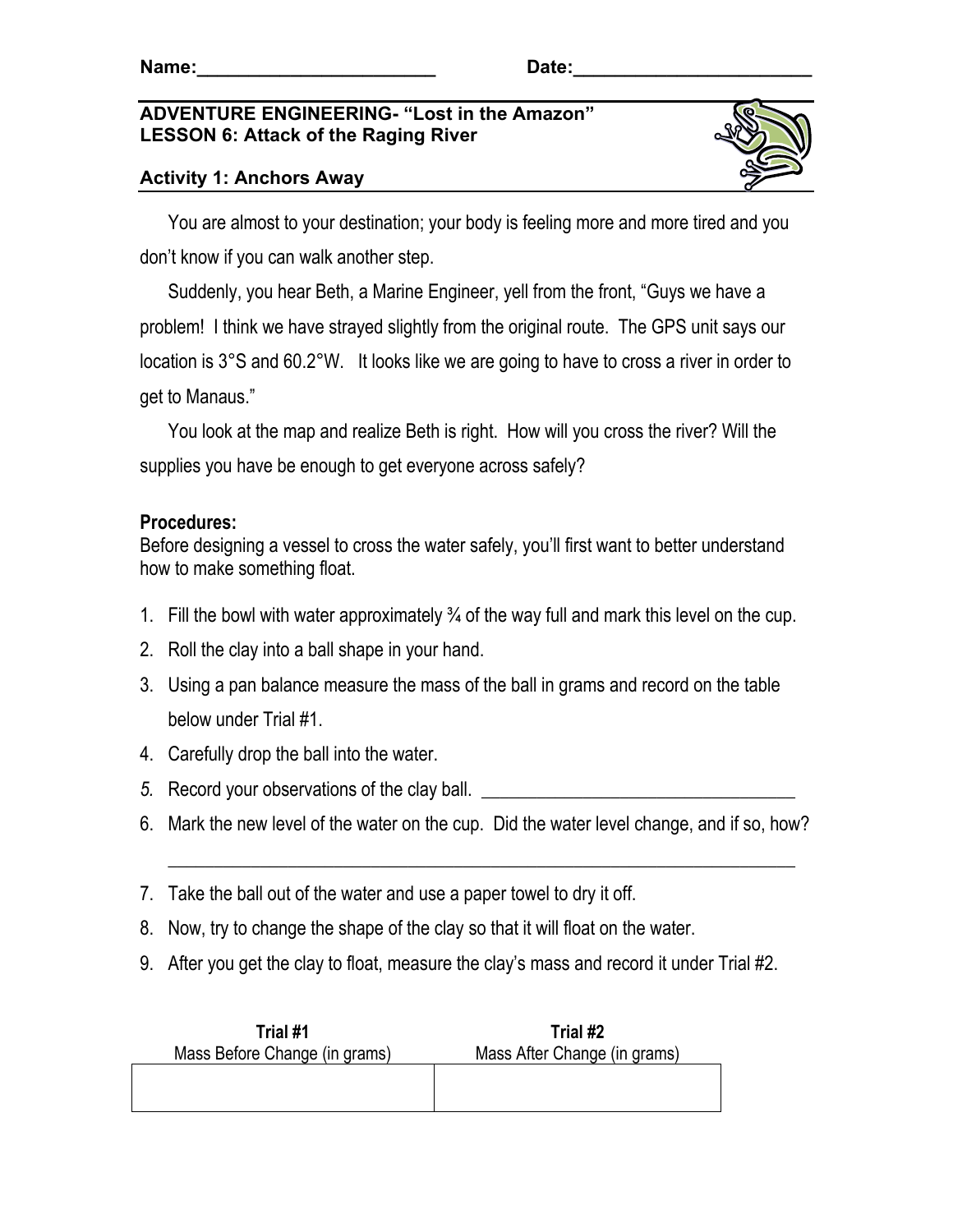Name:_______________________ Date:_______________________

**ADVENTURE ENGINEERING- "Lost in the Amazon"**
**LESSON 6: Attack of the Raging River**

**Activity 1: Anchors Away**

You are almost to your destination; your body is feeling more and more tired and you don't know if you can walk another step.

Suddenly, you hear Beth, a Marine Engineer, yell from the front, "Guys we have a problem! I think we have strayed slightly from the original route. The GPS unit says our location is 3°S and 60.2°W. It looks like we are going to have to cross a river in order to get to Manaus."

You look at the map and realize Beth is right. How will you cross the river? Will the supplies you have be enough to get everyone across safely?

**Procedures:**
Before designing a vessel to cross the water safely, you'll first want to better understand how to make something float.

1. Fill the bowl with water approximately ¾ of the way full and mark this level on the cup.
2. Roll the clay into a ball shape in your hand.
3. Using a pan balance measure the mass of the ball in grams and record on the table below under Trial #1.
4. Carefully drop the ball into the water.
5. Record your observations of the clay ball. ___________________________________
6. Mark the new level of the water on the cup. Did the water level change, and if so, how?

   _______________________________________________________________________
7. Take the ball out of the water and use a paper towel to dry it off.
8. Now, try to change the shape of the clay so that it will float on the water.
9. After you get the clay to float, measure the clay's mass and record it under Trial #2.

| Trial #1<br>Mass Before Change (in grams) | Trial #2<br>Mass After Change (in grams) |
|---|---|
| | |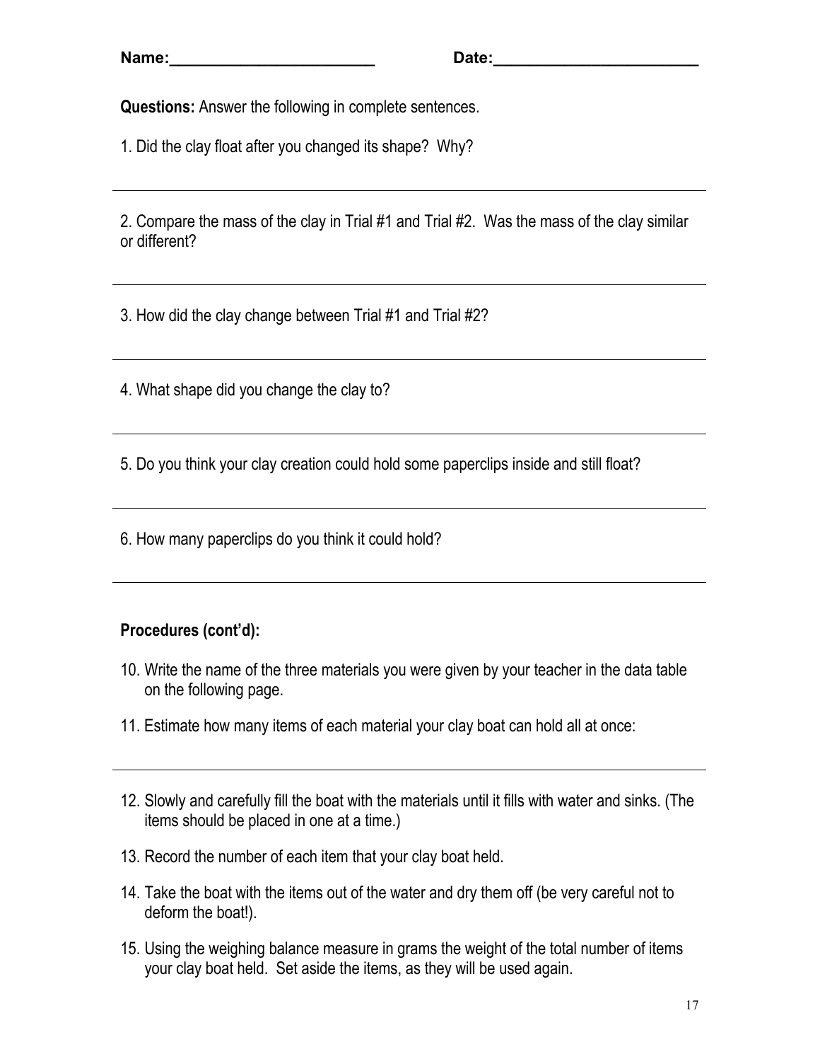**Name:**\_\_\_\_\_\_\_\_\_\_\_\_\_\_\_\_\_\_\_\_\_\_\_\_ **Date:**\_\_\_\_\_\_\_\_\_\_\_\_\_\_\_\_\_\_\_\_\_\_\_\_

**Questions:** Answer the following in complete sentences.

1. Did the clay float after you changed its shape? Why?

---

2. Compare the mass of the clay in Trial #1 and Trial #2. Was the mass of the clay similar or different?

---

3. How did the clay change between Trial #1 and Trial #2?

---

4. What shape did you change the clay to?

---

5. Do you think your clay creation could hold some paperclips inside and still float?

---

6. How many paperclips do you think it could hold?

---

**Procedures (cont'd):**

10. Write the name of the three materials you were given by your teacher in the data table on the following page.
11. Estimate how many items of each material your clay boat can hold all at once:

---

12. Slowly and carefully fill the boat with the materials until it fills with water and sinks. (The items should be placed in one at a time.)
13. Record the number of each item that your clay boat held.
14. Take the boat with the items out of the water and dry them off (be very careful not to deform the boat!).
15. Using the weighing balance measure in grams the weight of the total number of items your clay boat held. Set aside the items, as they will be used again.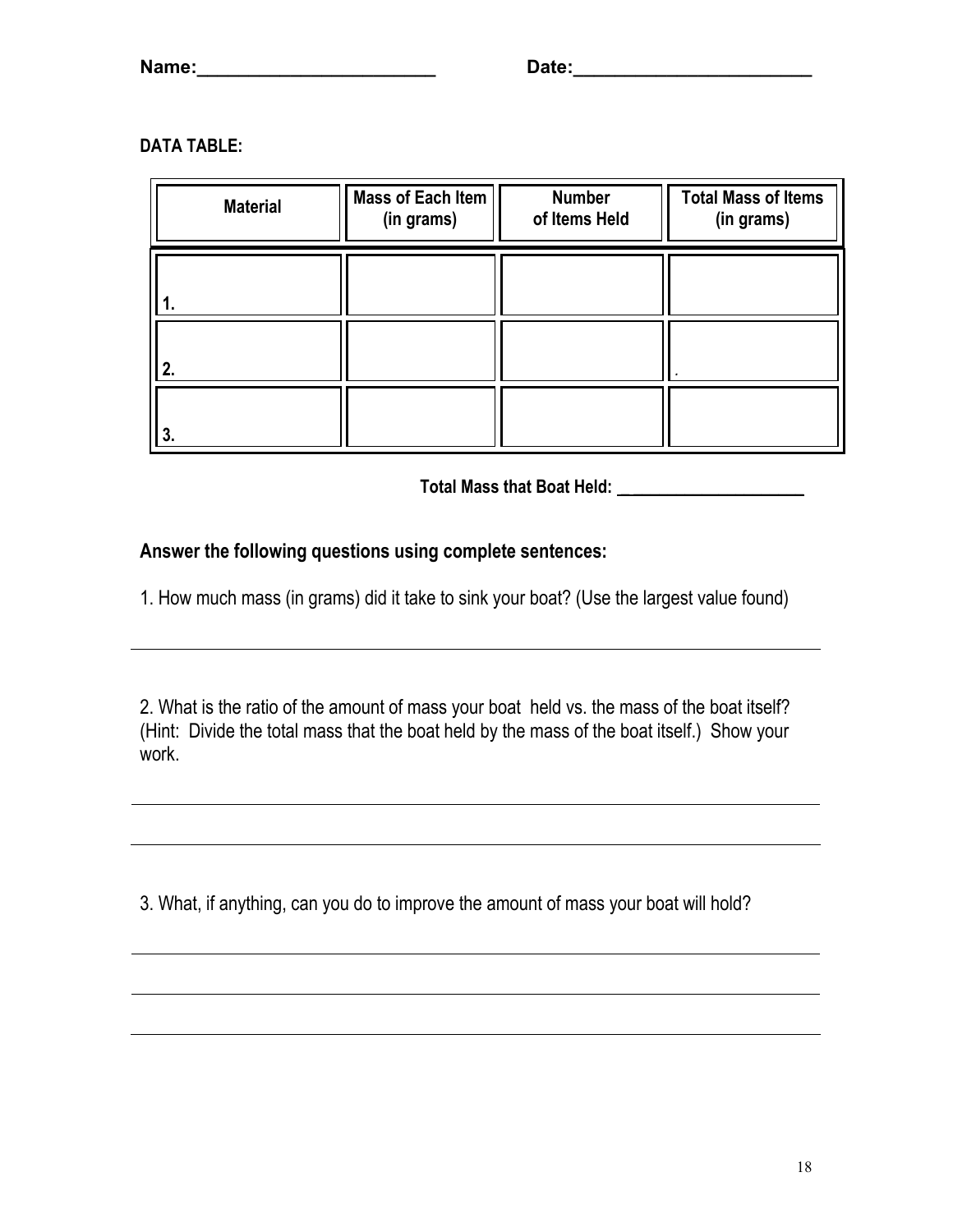**Name:\_\_\_\_\_\_\_\_\_\_\_\_\_\_\_\_\_\_\_\_\_\_\_** **Date:\_\_\_\_\_\_\_\_\_\_\_\_\_\_\_\_\_\_\_\_\_\_\_**

**DATA TABLE:**

| Material | Mass of Each Item (in grams) | Number of Items Held | Total Mass of Items (in grams) |
|---|---|---|---|
| 1. | | | |
| 2. | | | . |
| 3. | | | |

**Total Mass that Boat Held: \_\_\_\_\_\_\_\_\_\_\_\_\_\_\_\_\_\_\_\_\_\_**

**Answer the following questions using complete sentences:**

1. How much mass (in grams) did it take to sink your boat? (Use the largest value found)

\_\_\_\_\_\_\_\_\_\_\_\_\_\_\_\_\_\_\_\_\_\_\_\_\_\_\_\_\_\_\_\_\_\_\_\_\_\_\_\_\_\_\_\_\_\_\_\_\_\_\_\_\_\_\_\_\_\_\_\_\_\_\_\_\_\_\_\_\_\_

2. What is the ratio of the amount of mass your boat held vs. the mass of the boat itself? (Hint: Divide the total mass that the boat held by the mass of the boat itself.) Show your work.

\_\_\_\_\_\_\_\_\_\_\_\_\_\_\_\_\_\_\_\_\_\_\_\_\_\_\_\_\_\_\_\_\_\_\_\_\_\_\_\_\_\_\_\_\_\_\_\_\_\_\_\_\_\_\_\_\_\_\_\_\_\_\_\_\_\_\_\_\_\_

\_\_\_\_\_\_\_\_\_\_\_\_\_\_\_\_\_\_\_\_\_\_\_\_\_\_\_\_\_\_\_\_\_\_\_\_\_\_\_\_\_\_\_\_\_\_\_\_\_\_\_\_\_\_\_\_\_\_\_\_\_\_\_\_\_\_\_\_\_\_

3. What, if anything, can you do to improve the amount of mass your boat will hold?

\_\_\_\_\_\_\_\_\_\_\_\_\_\_\_\_\_\_\_\_\_\_\_\_\_\_\_\_\_\_\_\_\_\_\_\_\_\_\_\_\_\_\_\_\_\_\_\_\_\_\_\_\_\_\_\_\_\_\_\_\_\_\_\_\_\_\_\_\_\_

\_\_\_\_\_\_\_\_\_\_\_\_\_\_\_\_\_\_\_\_\_\_\_\_\_\_\_\_\_\_\_\_\_\_\_\_\_\_\_\_\_\_\_\_\_\_\_\_\_\_\_\_\_\_\_\_\_\_\_\_\_\_\_\_\_\_\_\_\_\_

\_\_\_\_\_\_\_\_\_\_\_\_\_\_\_\_\_\_\_\_\_\_\_\_\_\_\_\_\_\_\_\_\_\_\_\_\_\_\_\_\_\_\_\_\_\_\_\_\_\_\_\_\_\_\_\_\_\_\_\_\_\_\_\_\_\_\_\_\_\_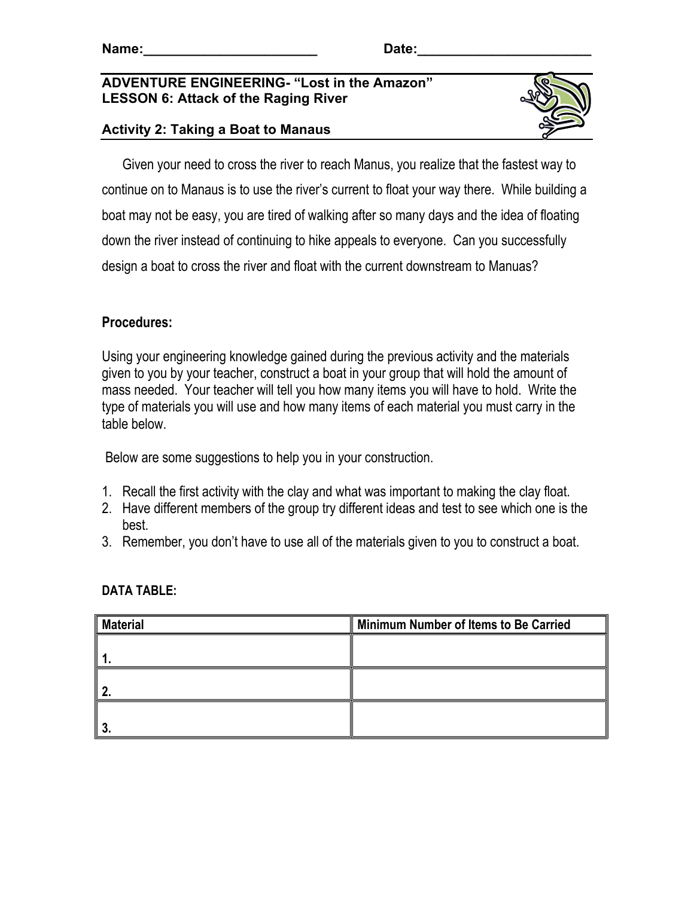Name:_______________________ Date:_______________________

**ADVENTURE ENGINEERING- "Lost in the Amazon"**
**LESSON 6: Attack of the Raging River**

**Activity 2: Taking a Boat to Manaus**

Given your need to cross the river to reach Manus, you realize that the fastest way to continue on to Manaus is to use the river's current to float your way there. While building a boat may not be easy, you are tired of walking after so many days and the idea of floating down the river instead of continuing to hike appeals to everyone. Can you successfully design a boat to cross the river and float with the current downstream to Manuas?

**Procedures:**

Using your engineering knowledge gained during the previous activity and the materials given to you by your teacher, construct a boat in your group that will hold the amount of mass needed. Your teacher will tell you how many items you will have to hold. Write the type of materials you will use and how many items of each material you must carry in the table below.

Below are some suggestions to help you in your construction.

1. Recall the first activity with the clay and what was important to making the clay float.
2. Have different members of the group try different ideas and test to see which one is the best.
3. Remember, you don't have to use all of the materials given to you to construct a boat.

**DATA TABLE:**

| Material | Minimum Number of Items to Be Carried |
| --- | --- |
| 1. | |
| 2. | |
| 3. | |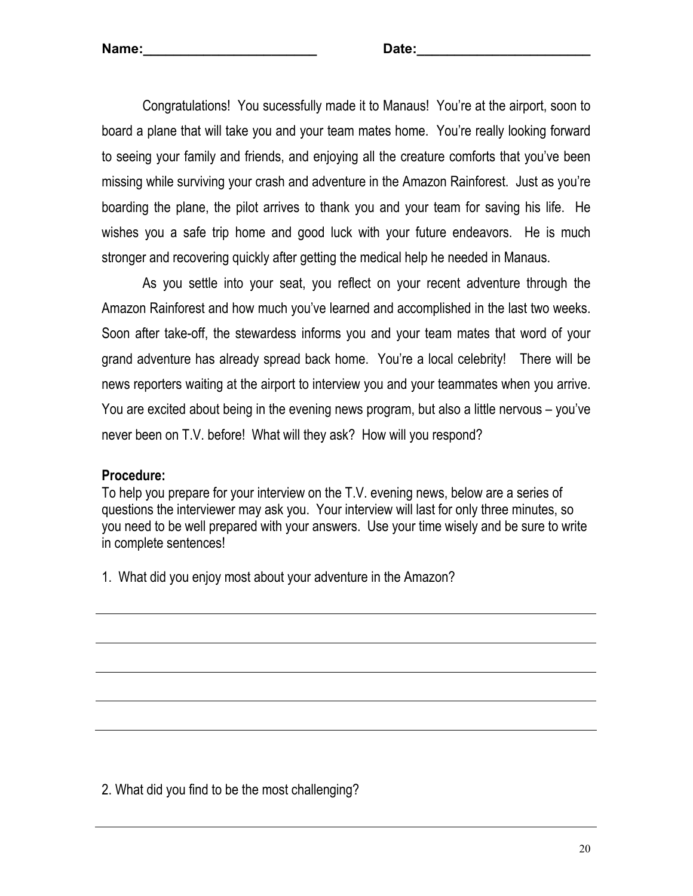Name:________________________ Date:________________________

Congratulations! You sucessfully made it to Manaus! You're at the airport, soon to board a plane that will take you and your team mates home. You're really looking forward to seeing your family and friends, and enjoying all the creature comforts that you've been missing while surviving your crash and adventure in the Amazon Rainforest. Just as you're boarding the plane, the pilot arrives to thank you and your team for saving his life. He wishes you a safe trip home and good luck with your future endeavors. He is much stronger and recovering quickly after getting the medical help he needed in Manaus.

As you settle into your seat, you reflect on your recent adventure through the Amazon Rainforest and how much you've learned and accomplished in the last two weeks. Soon after take-off, the stewardess informs you and your team mates that word of your grand adventure has already spread back home. You're a local celebrity! There will be news reporters waiting at the airport to interview you and your teammates when you arrive. You are excited about being in the evening news program, but also a little nervous – you've never been on T.V. before! What will they ask? How will you respond?

**Procedure:**

To help you prepare for your interview on the T.V. evening news, below are a series of questions the interviewer may ask you. Your interview will last for only three minutes, so you need to be well prepared with your answers. Use your time wisely and be sure to write in complete sentences!

1. What did you enjoy most about your adventure in the Amazon?

___________________________________________________________________________

___________________________________________________________________________

___________________________________________________________________________

___________________________________________________________________________

___________________________________________________________________________

2. What did you find to be the most challenging?

___________________________________________________________________________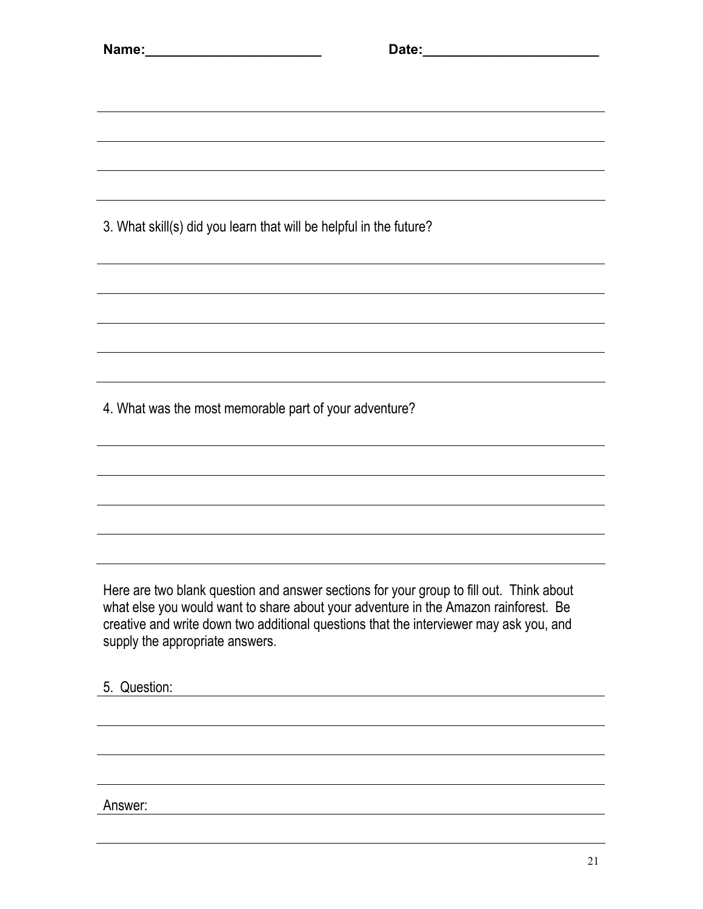Name:_______________________ Date:_______________________

3. What skill(s) did you learn that will be helpful in the future?

4. What was the most memorable part of your adventure?

Here are two blank question and answer sections for your group to fill out. Think about what else you would want to share about your adventure in the Amazon rainforest. Be creative and write down two additional questions that the interviewer may ask you, and supply the appropriate answers.

5. Question:

Answer: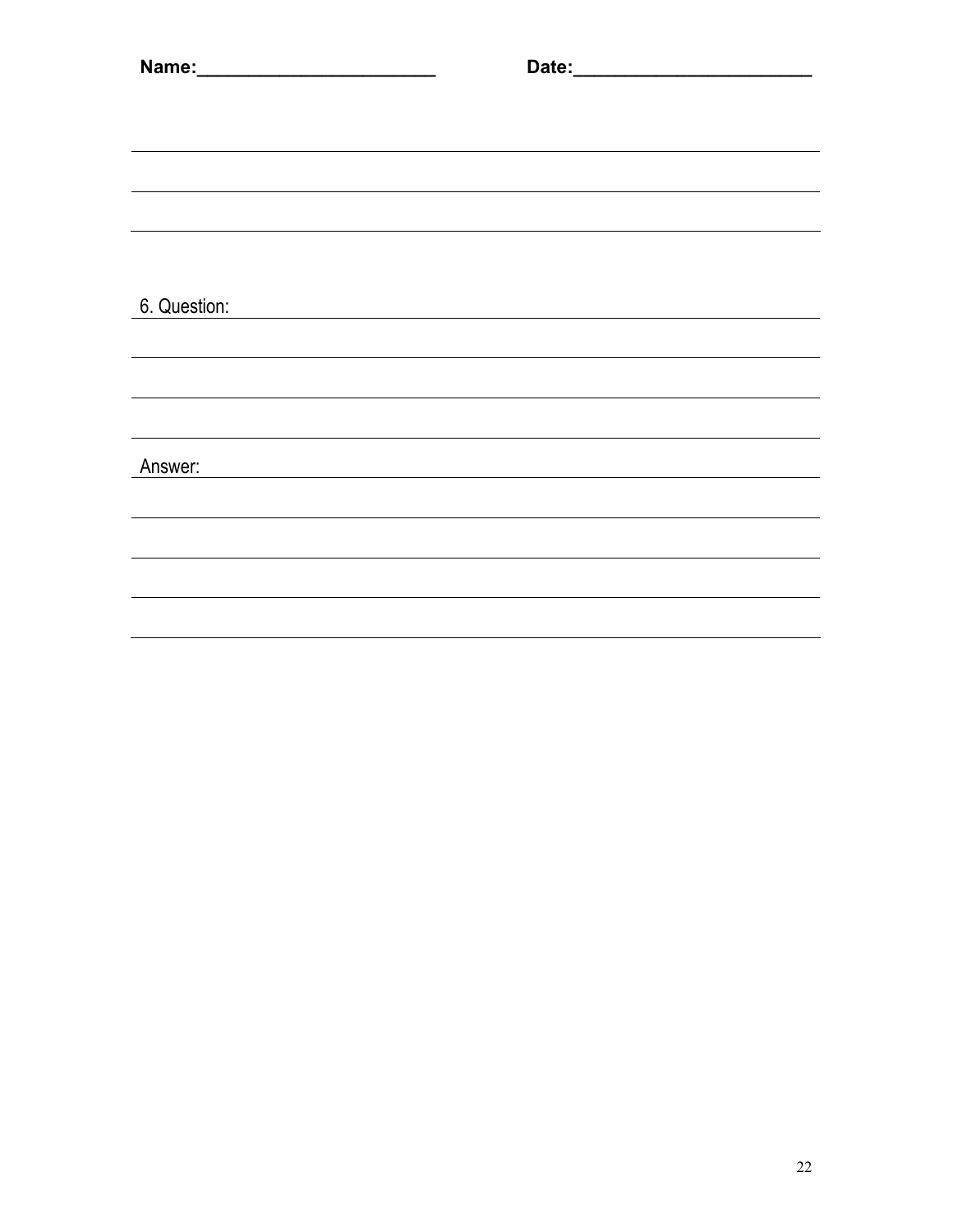**Name:\_\_\_\_\_\_\_\_\_\_\_\_\_\_\_\_\_\_\_\_\_\_\_** **Date:\_\_\_\_\_\_\_\_\_\_\_\_\_\_\_\_\_\_\_\_\_\_\_**

6. Question:

Answer: